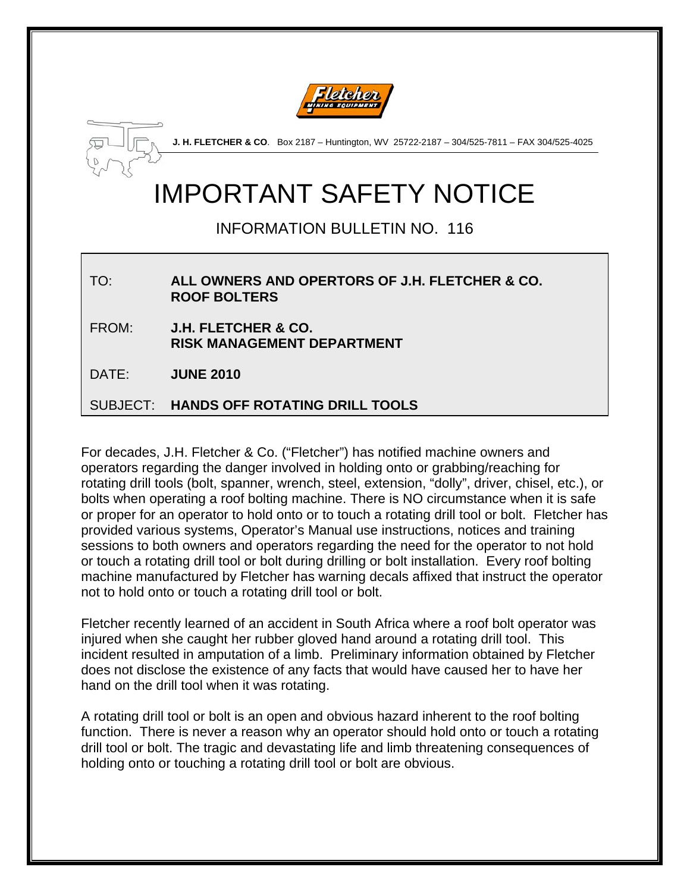**J. H. FLETCHER & CO**. Box 2187 – Huntington, WV 25722-2187 – 304/525-7811 – FAX 304/525-4025

# IMPORTANT SAFETY NOTICE

## INFORMATION BULLETIN NO. 116

| | |
|---|---|
| TO: | **ALL OWNERS AND OPERTORS OF J.H. FLETCHER & CO. ROOF BOLTERS** |
| FROM: | **J.H. FLETCHER & CO. RISK MANAGEMENT DEPARTMENT** |
| DATE: | **JUNE 2010** |
| SUBJECT: | **HANDS OFF ROTATING DRILL TOOLS** |

For decades, J.H. Fletcher & Co. ("Fletcher") has notified machine owners and operators regarding the danger involved in holding onto or grabbing/reaching for rotating drill tools (bolt, spanner, wrench, steel, extension, "dolly", driver, chisel, etc.), or bolts when operating a roof bolting machine. There is NO circumstance when it is safe or proper for an operator to hold onto or to touch a rotating drill tool or bolt. Fletcher has provided various systems, Operator's Manual use instructions, notices and training sessions to both owners and operators regarding the need for the operator to not hold or touch a rotating drill tool or bolt during drilling or bolt installation. Every roof bolting machine manufactured by Fletcher has warning decals affixed that instruct the operator not to hold onto or touch a rotating drill tool or bolt.

Fletcher recently learned of an accident in South Africa where a roof bolt operator was injured when she caught her rubber gloved hand around a rotating drill tool. This incident resulted in amputation of a limb. Preliminary information obtained by Fletcher does not disclose the existence of any facts that would have caused her to have her hand on the drill tool when it was rotating.

A rotating drill tool or bolt is an open and obvious hazard inherent to the roof bolting function. There is never a reason why an operator should hold onto or touch a rotating drill tool or bolt. The tragic and devastating life and limb threatening consequences of holding onto or touching a rotating drill tool or bolt are obvious.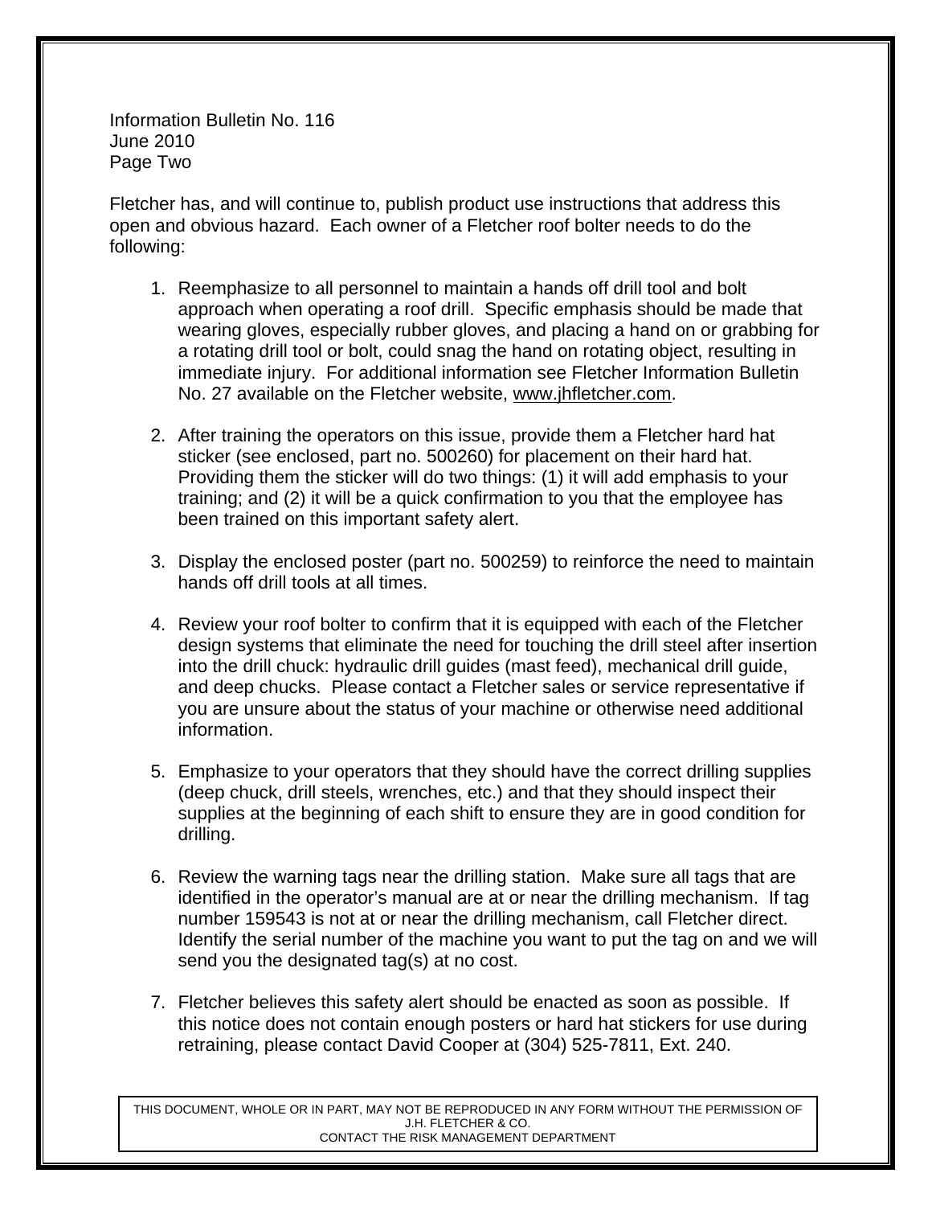Information Bulletin No. 116
June 2010
Page Two

Fletcher has, and will continue to, publish product use instructions that address this open and obvious hazard. Each owner of a Fletcher roof bolter needs to do the following:

1. Reemphasize to all personnel to maintain a hands off drill tool and bolt approach when operating a roof drill. Specific emphasis should be made that wearing gloves, especially rubber gloves, and placing a hand on or grabbing for a rotating drill tool or bolt, could snag the hand on rotating object, resulting in immediate injury. For additional information see Fletcher Information Bulletin No. 27 available on the Fletcher website, www.jhfletcher.com.

2. After training the operators on this issue, provide them a Fletcher hard hat sticker (see enclosed, part no. 500260) for placement on their hard hat. Providing them the sticker will do two things: (1) it will add emphasis to your training; and (2) it will be a quick confirmation to you that the employee has been trained on this important safety alert.

3. Display the enclosed poster (part no. 500259) to reinforce the need to maintain hands off drill tools at all times.

4. Review your roof bolter to confirm that it is equipped with each of the Fletcher design systems that eliminate the need for touching the drill steel after insertion into the drill chuck: hydraulic drill guides (mast feed), mechanical drill guide, and deep chucks. Please contact a Fletcher sales or service representative if you are unsure about the status of your machine or otherwise need additional information.

5. Emphasize to your operators that they should have the correct drilling supplies (deep chuck, drill steels, wrenches, etc.) and that they should inspect their supplies at the beginning of each shift to ensure they are in good condition for drilling.

6. Review the warning tags near the drilling station. Make sure all tags that are identified in the operator's manual are at or near the drilling mechanism. If tag number 159543 is not at or near the drilling mechanism, call Fletcher direct. Identify the serial number of the machine you want to put the tag on and we will send you the designated tag(s) at no cost.

7. Fletcher believes this safety alert should be enacted as soon as possible. If this notice does not contain enough posters or hard hat stickers for use during retraining, please contact David Cooper at (304) 525-7811, Ext. 240.

THIS DOCUMENT, WHOLE OR IN PART, MAY NOT BE REPRODUCED IN ANY FORM WITHOUT THE PERMISSION OF J.H. FLETCHER & CO.
CONTACT THE RISK MANAGEMENT DEPARTMENT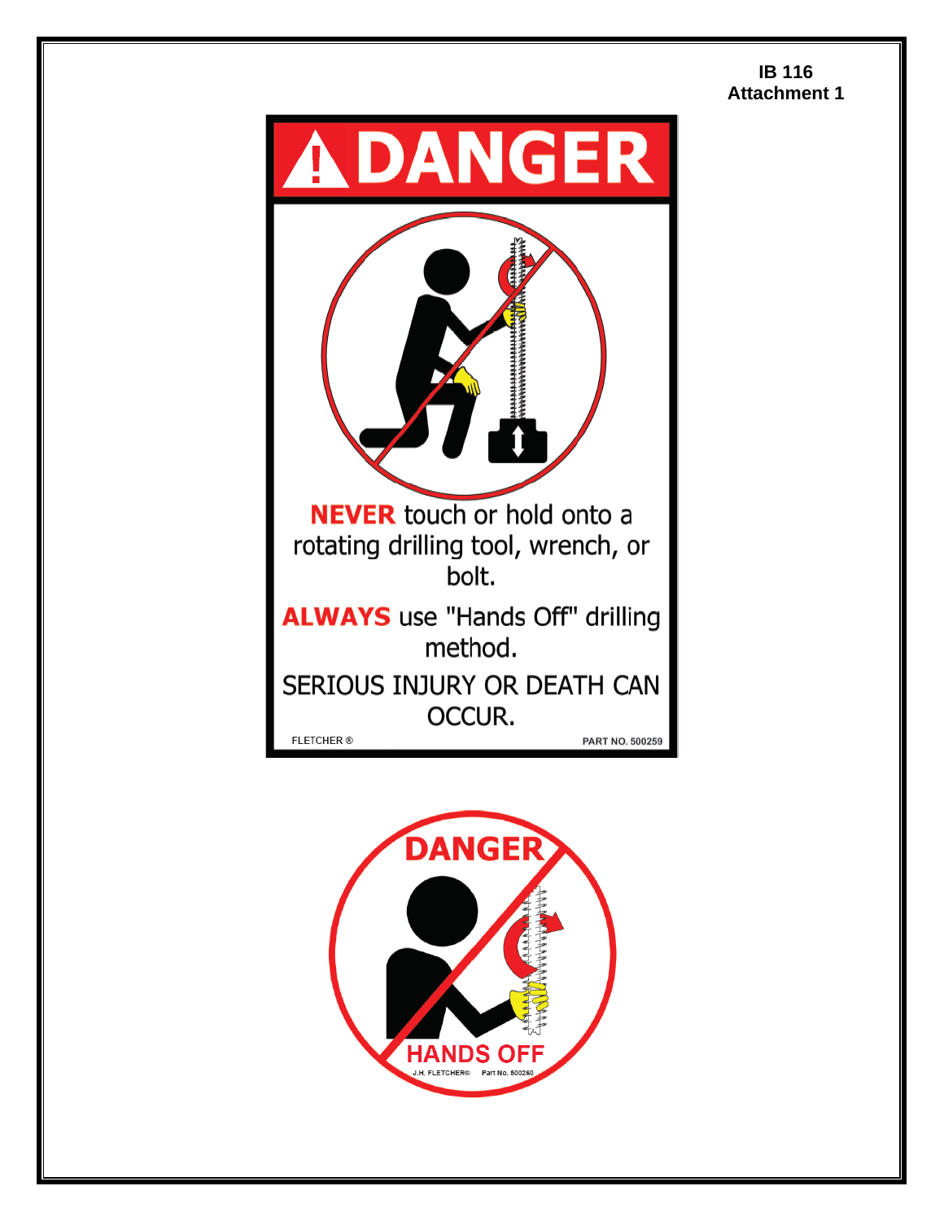**IB 116**
**Attachment 1**

# DANGER

**NEVER** touch or hold onto a rotating drilling tool, wrench, or bolt.

**ALWAYS** use "Hands Off" drilling method.

SERIOUS INJURY OR DEATH CAN OCCUR.

FLETCHER ®

PART NO. 500259

**DANGER**

**HANDS OFF**

J.H. FLETCHER® Part No. 500260